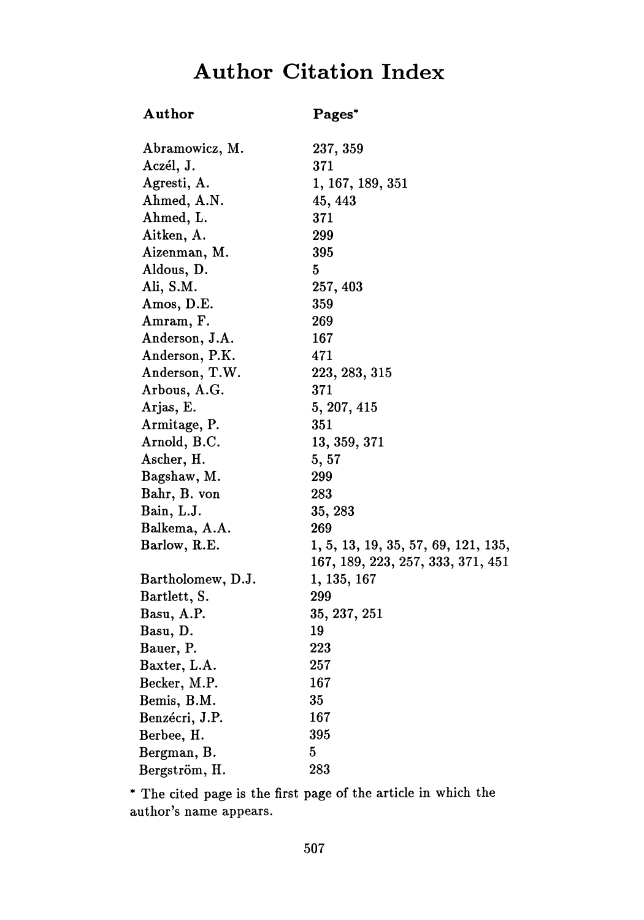# Author Citation Index

| Author | Pages* |
|---|---|
| Abramowicz, M. | 237, 359 |
| Aczél, J. | 371 |
| Agresti, A. | 1, 167, 189, 351 |
| Ahmed, A.N. | 45, 443 |
| Ahmed, L. | 371 |
| Aitken, A. | 299 |
| Aizenman, M. | 395 |
| Aldous, D. | 5 |
| Ali, S.M. | 257, 403 |
| Amos, D.E. | 359 |
| Amram, F. | 269 |
| Anderson, J.A. | 167 |
| Anderson, P.K. | 471 |
| Anderson, T.W. | 223, 283, 315 |
| Arbous, A.G. | 371 |
| Arjas, E. | 5, 207, 415 |
| Armitage, P. | 351 |
| Arnold, B.C. | 13, 359, 371 |
| Ascher, H. | 5, 57 |
| Bagshaw, M. | 299 |
| Bahr, B. von | 283 |
| Bain, L.J. | 35, 283 |
| Balkema, A.A. | 269 |
| Barlow, R.E. | 1, 5, 13, 19, 35, 57, 69, 121, 135, 167, 189, 223, 257, 333, 371, 451 |
| Bartholomew, D.J. | 1, 135, 167 |
| Bartlett, S. | 299 |
| Basu, A.P. | 35, 237, 251 |
| Basu, D. | 19 |
| Bauer, P. | 223 |
| Baxter, L.A. | 257 |
| Becker, M.P. | 167 |
| Bemis, B.M. | 35 |
| Benzécri, J.P. | 167 |
| Berbee, H. | 395 |
| Bergman, B. | 5 |
| Bergström, H. | 283 |

\* The cited page is the first page of the article in which the author's name appears.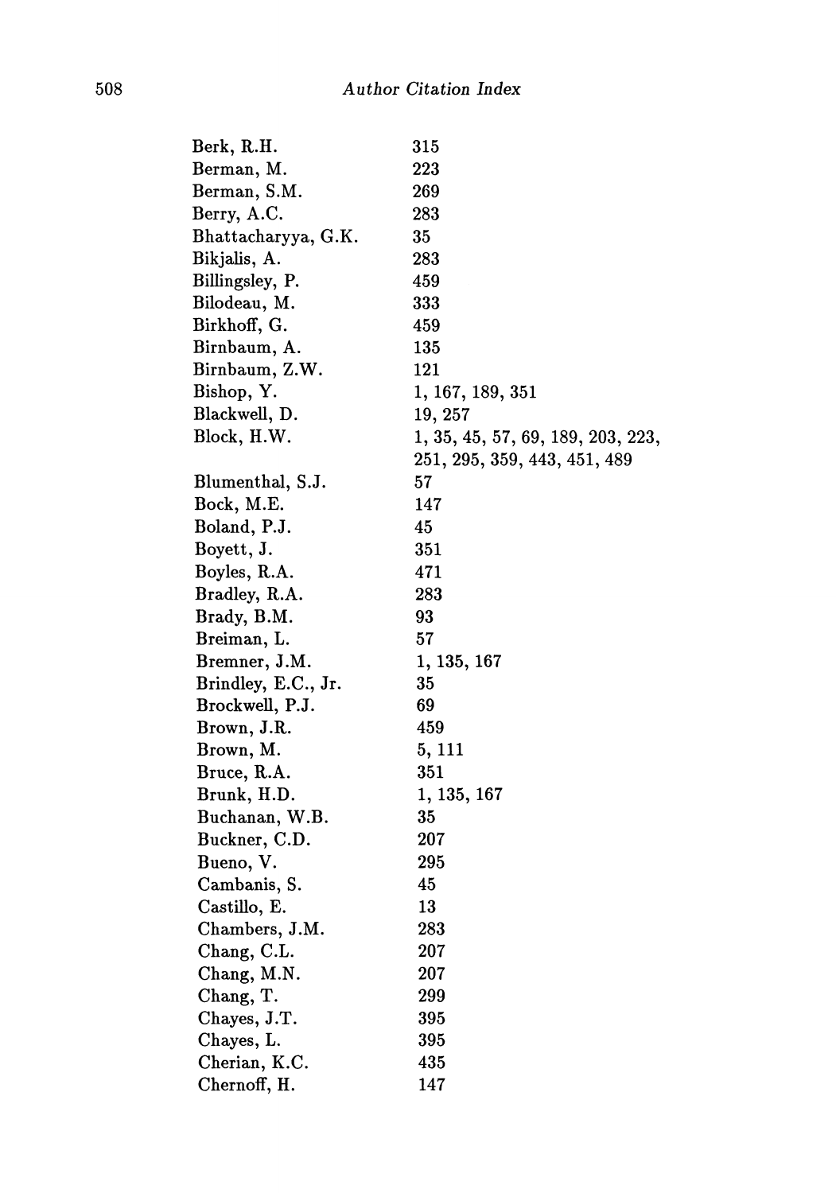Berk, R.H. 315
Berman, M. 223
Berman, S.M. 269
Berry, A.C. 283
Bhattacharyya, G.K. 35
Bikjalis, A. 283
Billingsley, P. 459
Bilodeau, M. 333
Birkhoff, G. 459
Birnbaum, A. 135
Birnbaum, Z.W. 121
Bishop, Y. 1, 167, 189, 351
Blackwell, D. 19, 257
Block, H.W. 1, 35, 45, 57, 69, 189, 203, 223, 251, 295, 359, 443, 451, 489
Blumenthal, S.J. 57
Bock, M.E. 147
Boland, P.J. 45
Boyett, J. 351
Boyles, R.A. 471
Bradley, R.A. 283
Brady, B.M. 93
Breiman, L. 57
Bremner, J.M. 1, 135, 167
Brindley, E.C., Jr. 35
Brockwell, P.J. 69
Brown, J.R. 459
Brown, M. 5, 111
Bruce, R.A. 351
Brunk, H.D. 1, 135, 167
Buchanan, W.B. 35
Buckner, C.D. 207
Bueno, V. 295
Cambanis, S. 45
Castillo, E. 13
Chambers, J.M. 283
Chang, C.L. 207
Chang, M.N. 207
Chang, T. 299
Chayes, J.T. 395
Chayes, L. 395
Cherian, K.C. 435
Chernoff, H. 147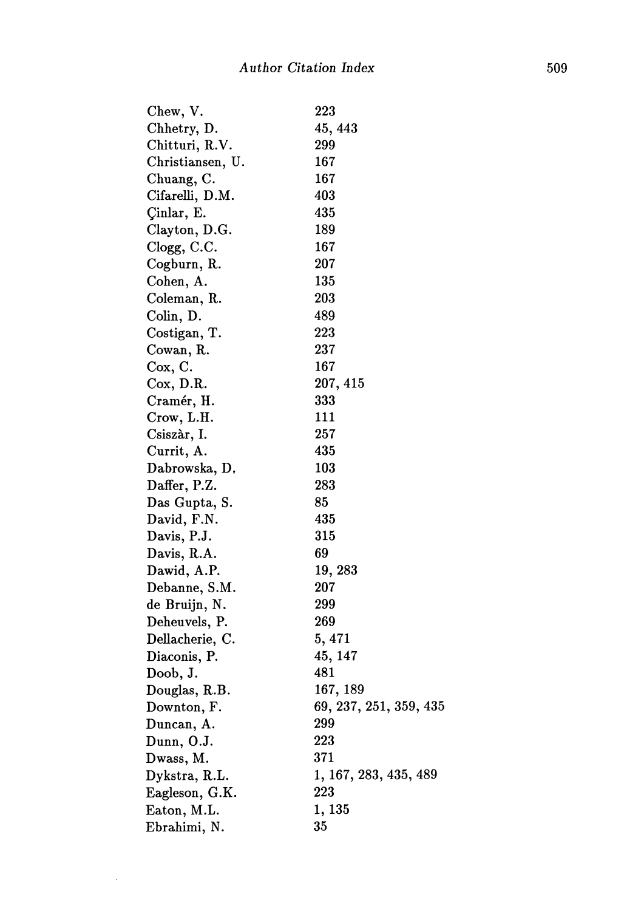| | |
|---|---|
| Chew, V. | 223 |
| Chhetry, D. | 45, 443 |
| Chitturi, R.V. | 299 |
| Christiansen, U. | 167 |
| Chuang, C. | 167 |
| Cifarelli, D.M. | 403 |
| Çinlar, E. | 435 |
| Clayton, D.G. | 189 |
| Clogg, C.C. | 167 |
| Cogburn, R. | 207 |
| Cohen, A. | 135 |
| Coleman, R. | 203 |
| Colin, D. | 489 |
| Costigan, T. | 223 |
| Cowan, R. | 237 |
| Cox, C. | 167 |
| Cox, D.R. | 207, 415 |
| Cramér, H. | 333 |
| Crow, L.H. | 111 |
| Csiszàr, I. | 257 |
| Currit, A. | 435 |
| Dabrowska, D. | 103 |
| Daffer, P.Z. | 283 |
| Das Gupta, S. | 85 |
| David, F.N. | 435 |
| Davis, P.J. | 315 |
| Davis, R.A. | 69 |
| Dawid, A.P. | 19, 283 |
| Debanne, S.M. | 207 |
| de Bruijn, N. | 299 |
| Deheuvels, P. | 269 |
| Dellacherie, C. | 5, 471 |
| Diaconis, P. | 45, 147 |
| Doob, J. | 481 |
| Douglas, R.B. | 167, 189 |
| Downton, F. | 69, 237, 251, 359, 435 |
| Duncan, A. | 299 |
| Dunn, O.J. | 223 |
| Dwass, M. | 371 |
| Dykstra, R.L. | 1, 167, 283, 435, 489 |
| Eagleson, G.K. | 223 |
| Eaton, M.L. | 1, 135 |
| Ebrahimi, N. | 35 |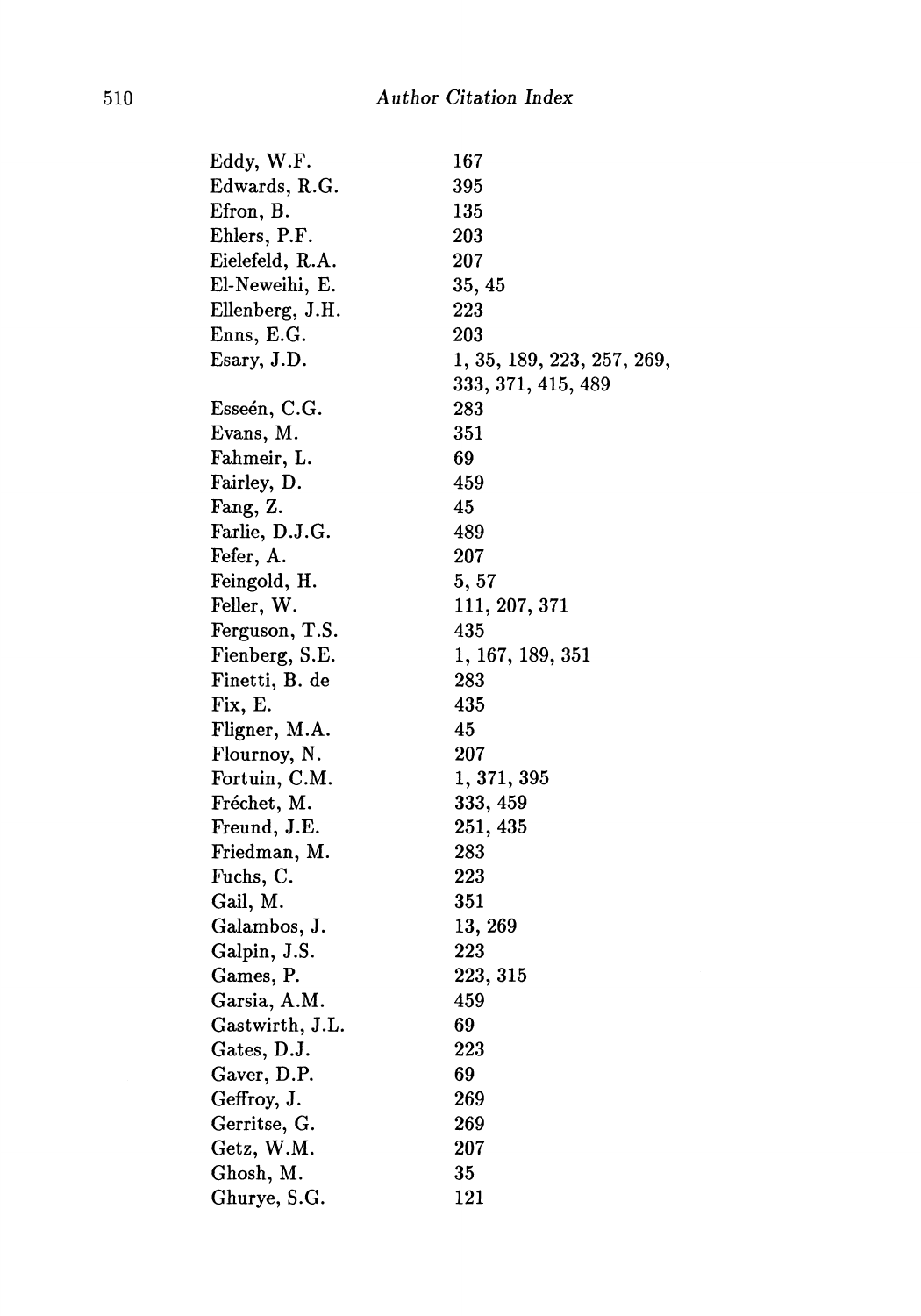| | |
|---|---|
| Eddy, W.F. | 167 |
| Edwards, R.G. | 395 |
| Efron, B. | 135 |
| Ehlers, P.F. | 203 |
| Eielefeld, R.A. | 207 |
| El-Neweihi, E. | 35, 45 |
| Ellenberg, J.H. | 223 |
| Enns, E.G. | 203 |
| Esary, J.D. | 1, 35, 189, 223, 257, 269, 333, 371, 415, 489 |
| Esseén, C.G. | 283 |
| Evans, M. | 351 |
| Fahmeir, L. | 69 |
| Fairley, D. | 459 |
| Fang, Z. | 45 |
| Farlie, D.J.G. | 489 |
| Fefer, A. | 207 |
| Feingold, H. | 5, 57 |
| Feller, W. | 111, 207, 371 |
| Ferguson, T.S. | 435 |
| Fienberg, S.E. | 1, 167, 189, 351 |
| Finetti, B. de | 283 |
| Fix, E. | 435 |
| Fligner, M.A. | 45 |
| Flournoy, N. | 207 |
| Fortuin, C.M. | 1, 371, 395 |
| Fréchet, M. | 333, 459 |
| Freund, J.E. | 251, 435 |
| Friedman, M. | 283 |
| Fuchs, C. | 223 |
| Gail, M. | 351 |
| Galambos, J. | 13, 269 |
| Galpin, J.S. | 223 |
| Games, P. | 223, 315 |
| Garsia, A.M. | 459 |
| Gastwirth, J.L. | 69 |
| Gates, D.J. | 223 |
| Gaver, D.P. | 69 |
| Geffroy, J. | 269 |
| Gerritse, G. | 269 |
| Getz, W.M. | 207 |
| Ghosh, M. | 35 |
| Ghurye, S.G. | 121 |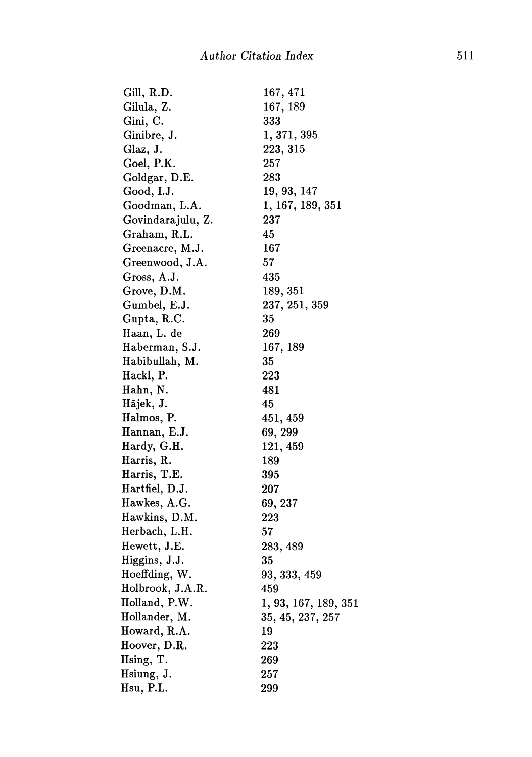| | |
|---|---|
| Gill, R.D. | 167, 471 |
| Gilula, Z. | 167, 189 |
| Gini, C. | 333 |
| Ginibre, J. | 1, 371, 395 |
| Glaz, J. | 223, 315 |
| Goel, P.K. | 257 |
| Goldgar, D.E. | 283 |
| Good, I.J. | 19, 93, 147 |
| Goodman, L.A. | 1, 167, 189, 351 |
| Govindarajulu, Z. | 237 |
| Graham, R.L. | 45 |
| Greenacre, M.J. | 167 |
| Greenwood, J.A. | 57 |
| Gross, A.J. | 435 |
| Grove, D.M. | 189, 351 |
| Gumbel, E.J. | 237, 251, 359 |
| Gupta, R.C. | 35 |
| Haan, L. de | 269 |
| Haberman, S.J. | 167, 189 |
| Habibullah, M. | 35 |
| Hackl, P. | 223 |
| Hahn, N. | 481 |
| Hăjek, J. | 45 |
| Halmos, P. | 451, 459 |
| Hannan, E.J. | 69, 299 |
| Hardy, G.H. | 121, 459 |
| Harris, R. | 189 |
| Harris, T.E. | 395 |
| Hartfiel, D.J. | 207 |
| Hawkes, A.G. | 69, 237 |
| Hawkins, D.M. | 223 |
| Herbach, L.H. | 57 |
| Hewett, J.E. | 283, 489 |
| Higgins, J.J. | 35 |
| Hoeffding, W. | 93, 333, 459 |
| Holbrook, J.A.R. | 459 |
| Holland, P.W. | 1, 93, 167, 189, 351 |
| Hollander, M. | 35, 45, 237, 257 |
| Howard, R.A. | 19 |
| Hoover, D.R. | 223 |
| Hsing, T. | 269 |
| Hsiung, J. | 257 |
| Hsu, P.L. | 299 |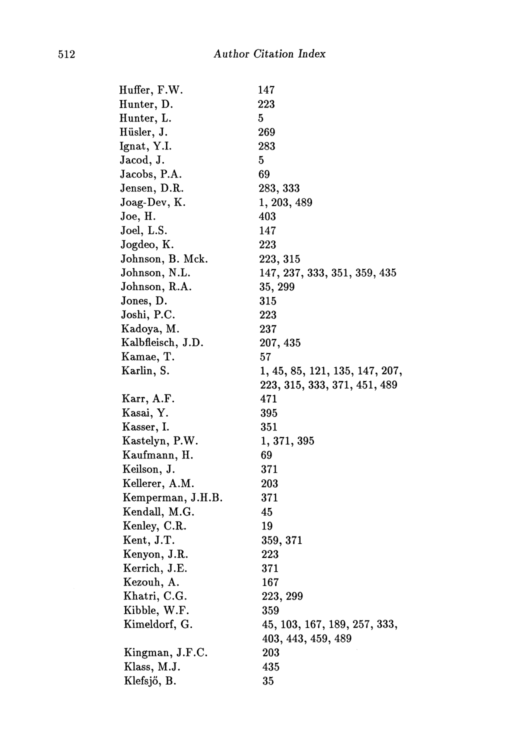| | |
|---|---|
| Huffer, F.W. | 147 |
| Hunter, D. | 223 |
| Hunter, L. | 5 |
| Hüsler, J. | 269 |
| Ignat, Y.I. | 283 |
| Jacod, J. | 5 |
| Jacobs, P.A. | 69 |
| Jensen, D.R. | 283, 333 |
| Joag-Dev, K. | 1, 203, 489 |
| Joe, H. | 403 |
| Joel, L.S. | 147 |
| Jogdeo, K. | 223 |
| Johnson, B. Mck. | 223, 315 |
| Johnson, N.L. | 147, 237, 333, 351, 359, 435 |
| Johnson, R.A. | 35, 299 |
| Jones, D. | 315 |
| Joshi, P.C. | 223 |
| Kadoya, M. | 237 |
| Kalbfleisch, J.D. | 207, 435 |
| Kamae, T. | 57 |
| Karlin, S. | 1, 45, 85, 121, 135, 147, 207, 223, 315, 333, 371, 451, 489 |
| Karr, A.F. | 471 |
| Kasai, Y. | 395 |
| Kasser, I. | 351 |
| Kastelyn, P.W. | 1, 371, 395 |
| Kaufmann, H. | 69 |
| Keilson, J. | 371 |
| Kellerer, A.M. | 203 |
| Kemperman, J.H.B. | 371 |
| Kendall, M.G. | 45 |
| Kenley, C.R. | 19 |
| Kent, J.T. | 359, 371 |
| Kenyon, J.R. | 223 |
| Kerrich, J.E. | 371 |
| Kezouh, A. | 167 |
| Khatri, C.G. | 223, 299 |
| Kibble, W.F. | 359 |
| Kimeldorf, G. | 45, 103, 167, 189, 257, 333, 403, 443, 459, 489 |
| Kingman, J.F.C. | 203 |
| Klass, M.J. | 435 |
| Klefsjö, B. | 35 |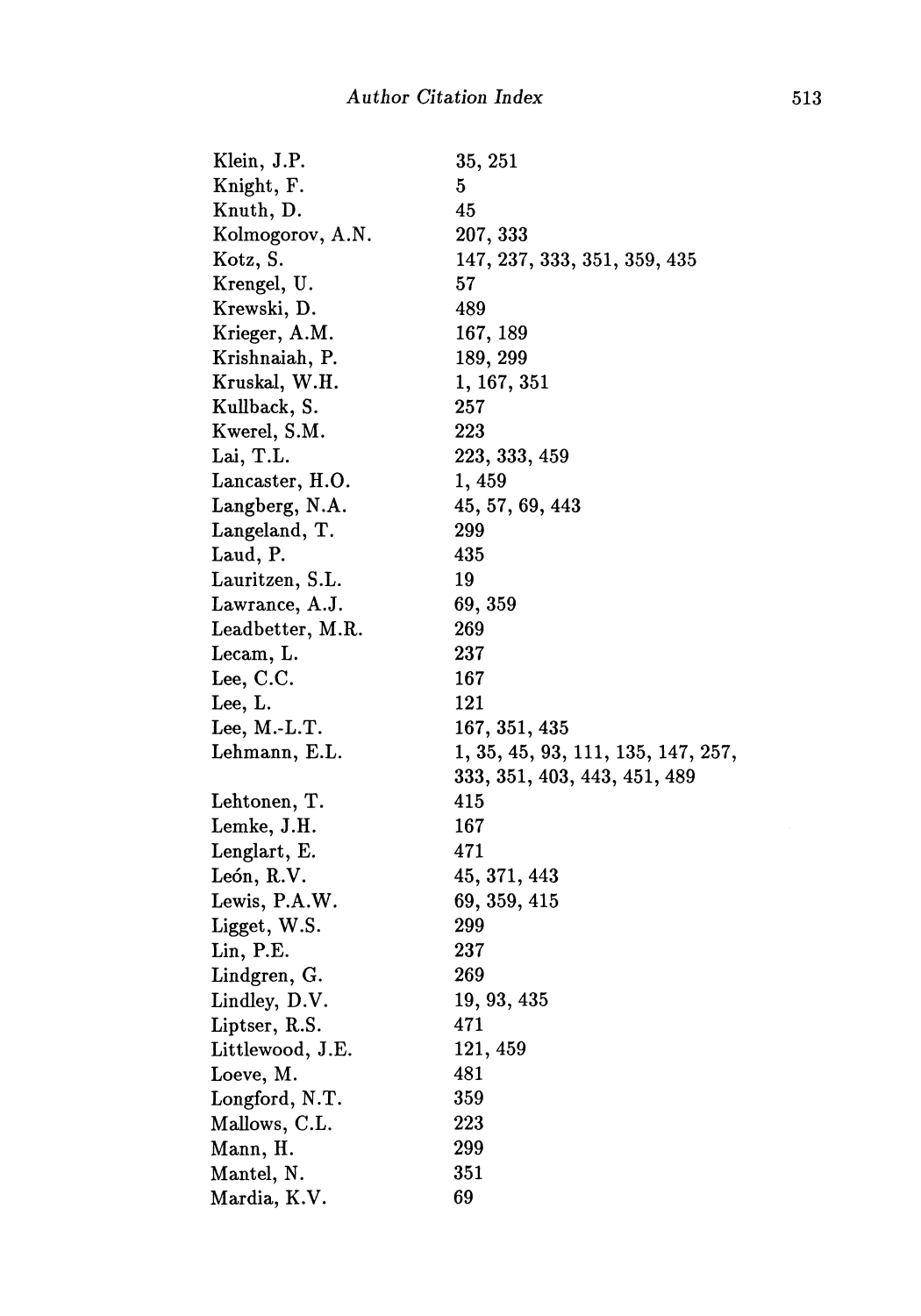| | |
|---|---|
| Klein, J.P. | 35, 251 |
| Knight, F. | 5 |
| Knuth, D. | 45 |
| Kolmogorov, A.N. | 207, 333 |
| Kotz, S. | 147, 237, 333, 351, 359, 435 |
| Krengel, U. | 57 |
| Krewski, D. | 489 |
| Krieger, A.M. | 167, 189 |
| Krishnaiah, P. | 189, 299 |
| Kruskal, W.H. | 1, 167, 351 |
| Kullback, S. | 257 |
| Kwerel, S.M. | 223 |
| Lai, T.L. | 223, 333, 459 |
| Lancaster, H.O. | 1, 459 |
| Langberg, N.A. | 45, 57, 69, 443 |
| Langeland, T. | 299 |
| Laud, P. | 435 |
| Lauritzen, S.L. | 19 |
| Lawrance, A.J. | 69, 359 |
| Leadbetter, M.R. | 269 |
| Lecam, L. | 237 |
| Lee, C.C. | 167 |
| Lee, L. | 121 |
| Lee, M.-L.T. | 167, 351, 435 |
| Lehmann, E.L. | 1, 35, 45, 93, 111, 135, 147, 257, 333, 351, 403, 443, 451, 489 |
| Lehtonen, T. | 415 |
| Lemke, J.H. | 167 |
| Lenglart, E. | 471 |
| León, R.V. | 45, 371, 443 |
| Lewis, P.A.W. | 69, 359, 415 |
| Ligget, W.S. | 299 |
| Lin, P.E. | 237 |
| Lindgren, G. | 269 |
| Lindley, D.V. | 19, 93, 435 |
| Liptser, R.S. | 471 |
| Littlewood, J.E. | 121, 459 |
| Loeve, M. | 481 |
| Longford, N.T. | 359 |
| Mallows, C.L. | 223 |
| Mann, H. | 299 |
| Mantel, N. | 351 |
| Mardia, K.V. | 69 |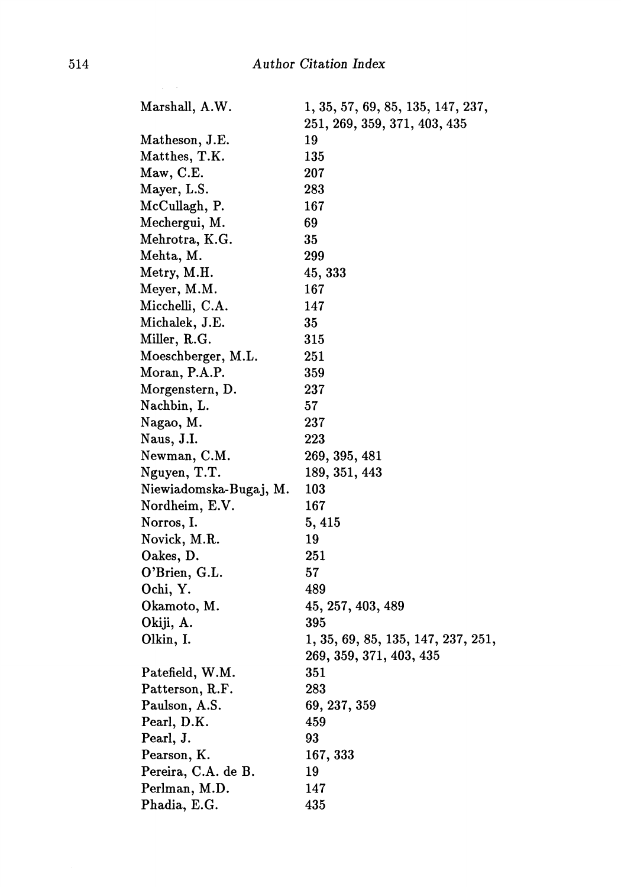| | |
|---|---|
| Marshall, A.W. | 1, 35, 57, 69, 85, 135, 147, 237, 251, 269, 359, 371, 403, 435 |
| Matheson, J.E. | 19 |
| Matthes, T.K. | 135 |
| Maw, C.E. | 207 |
| Mayer, L.S. | 283 |
| McCullagh, P. | 167 |
| Mechergui, M. | 69 |
| Mehrotra, K.G. | 35 |
| Mehta, M. | 299 |
| Metry, M.H. | 45, 333 |
| Meyer, M.M. | 167 |
| Micchelli, C.A. | 147 |
| Michalek, J.E. | 35 |
| Miller, R.G. | 315 |
| Moeschberger, M.L. | 251 |
| Moran, P.A.P. | 359 |
| Morgenstern, D. | 237 |
| Nachbin, L. | 57 |
| Nagao, M. | 237 |
| Naus, J.I. | 223 |
| Newman, C.M. | 269, 395, 481 |
| Nguyen, T.T. | 189, 351, 443 |
| Niewiadomska-Bugaj, M. | 103 |
| Nordheim, E.V. | 167 |
| Norros, I. | 5, 415 |
| Novick, M.R. | 19 |
| Oakes, D. | 251 |
| O'Brien, G.L. | 57 |
| Ochi, Y. | 489 |
| Okamoto, M. | 45, 257, 403, 489 |
| Okiji, A. | 395 |
| Olkin, I. | 1, 35, 69, 85, 135, 147, 237, 251, 269, 359, 371, 403, 435 |
| Patefield, W.M. | 351 |
| Patterson, R.F. | 283 |
| Paulson, A.S. | 69, 237, 359 |
| Pearl, D.K. | 459 |
| Pearl, J. | 93 |
| Pearson, K. | 167, 333 |
| Pereira, C.A. de B. | 19 |
| Perlman, M.D. | 147 |
| Phadia, E.G. | 435 |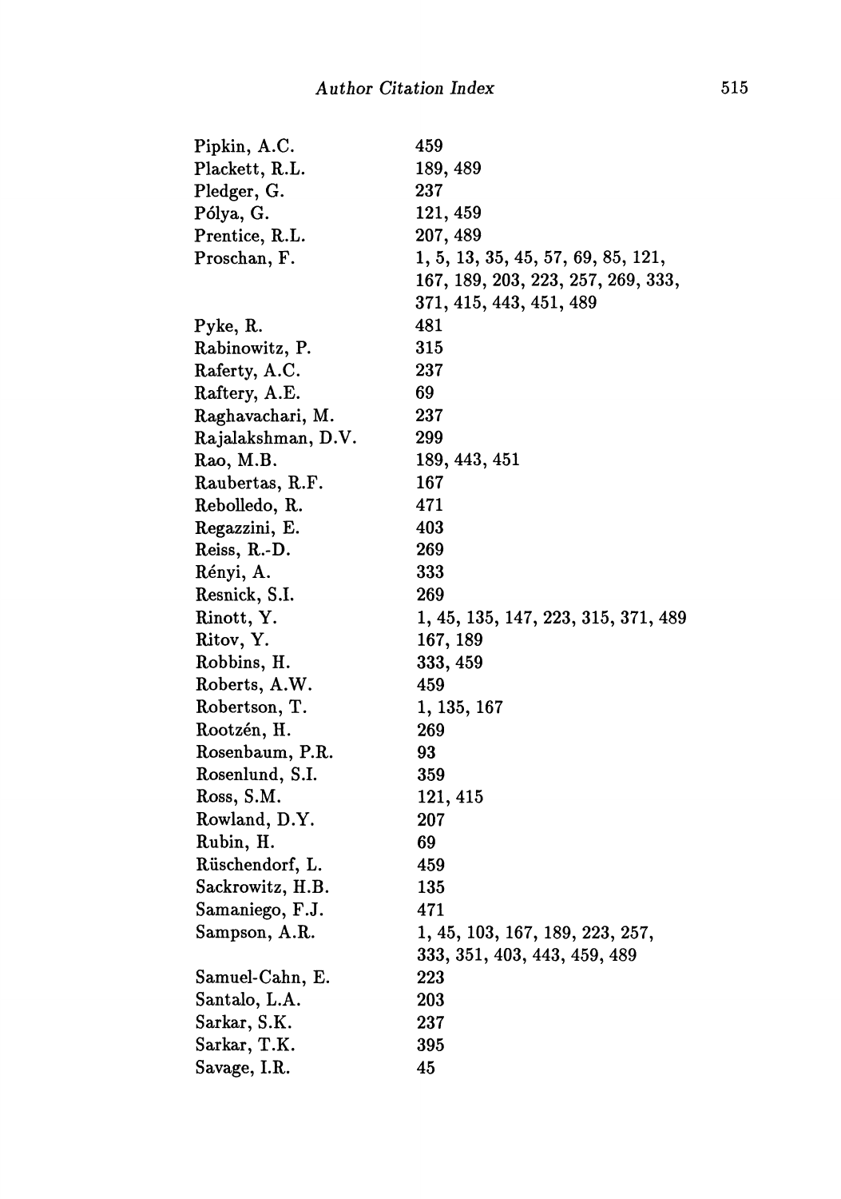| | |
|---|---|
| Pipkin, A.C. | 459 |
| Plackett, R.L. | 189, 489 |
| Pledger, G. | 237 |
| Pólya, G. | 121, 459 |
| Prentice, R.L. | 207, 489 |
| Proschan, F. | 1, 5, 13, 35, 45, 57, 69, 85, 121, 167, 189, 203, 223, 257, 269, 333, 371, 415, 443, 451, 489 |
| Pyke, R. | 481 |
| Rabinowitz, P. | 315 |
| Raferty, A.C. | 237 |
| Raftery, A.E. | 69 |
| Raghavachari, M. | 237 |
| Rajalakshman, D.V. | 299 |
| Rao, M.B. | 189, 443, 451 |
| Raubertas, R.F. | 167 |
| Rebolledo, R. | 471 |
| Regazzini, E. | 403 |
| Reiss, R.-D. | 269 |
| Rényi, A. | 333 |
| Resnick, S.I. | 269 |
| Rinott, Y. | 1, 45, 135, 147, 223, 315, 371, 489 |
| Ritov, Y. | 167, 189 |
| Robbins, H. | 333, 459 |
| Roberts, A.W. | 459 |
| Robertson, T. | 1, 135, 167 |
| Rootzén, H. | 269 |
| Rosenbaum, P.R. | 93 |
| Rosenlund, S.I. | 359 |
| Ross, S.M. | 121, 415 |
| Rowland, D.Y. | 207 |
| Rubin, H. | 69 |
| Rüschendorf, L. | 459 |
| Sackrowitz, H.B. | 135 |
| Samaniego, F.J. | 471 |
| Sampson, A.R. | 1, 45, 103, 167, 189, 223, 257, 333, 351, 403, 443, 459, 489 |
| Samuel-Cahn, E. | 223 |
| Santalo, L.A. | 203 |
| Sarkar, S.K. | 237 |
| Sarkar, T.K. | 395 |
| Savage, I.R. | 45 |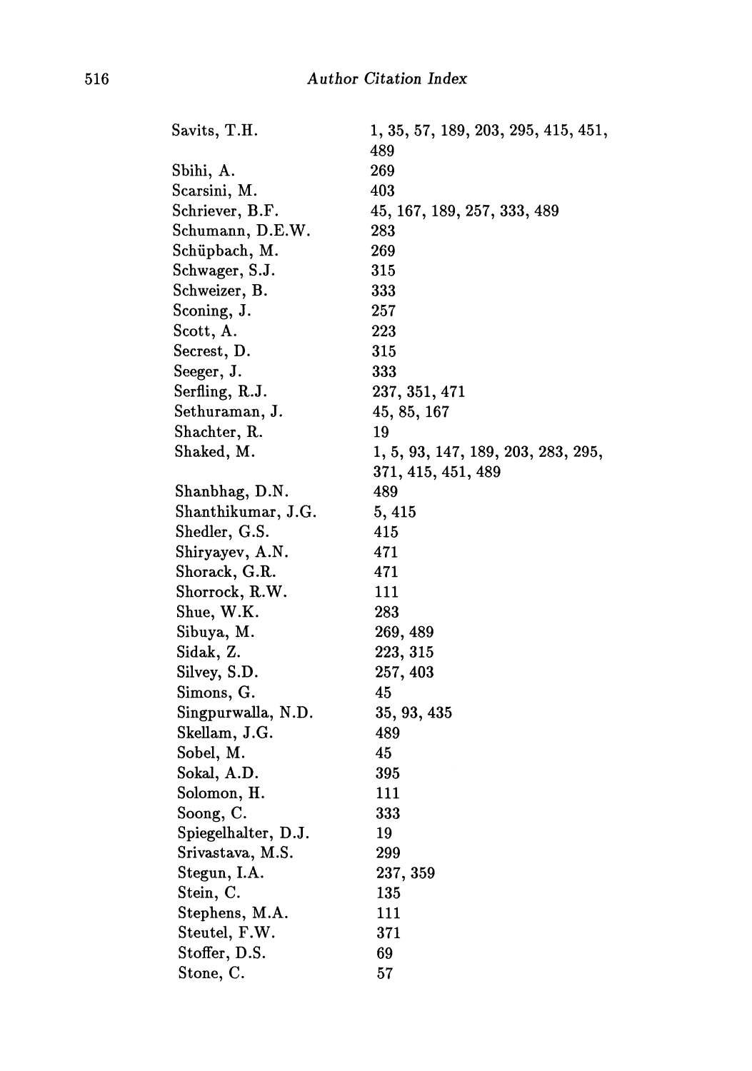Savits, T.H. 1, 35, 57, 189, 203, 295, 415, 451, 489
Sbihi, A. 269
Scarsini, M. 403
Schriever, B.F. 45, 167, 189, 257, 333, 489
Schumann, D.E.W. 283
Schüpbach, M. 269
Schwager, S.J. 315
Schweizer, B. 333
Sconing, J. 257
Scott, A. 223
Secrest, D. 315
Seeger, J. 333
Serfling, R.J. 237, 351, 471
Sethuraman, J. 45, 85, 167
Shachter, R. 19
Shaked, M. 1, 5, 93, 147, 189, 203, 283, 295, 371, 415, 451, 489
Shanbhag, D.N. 489
Shanthikumar, J.G. 5, 415
Shedler, G.S. 415
Shiryayev, A.N. 471
Shorack, G.R. 471
Shorrock, R.W. 111
Shue, W.K. 283
Sibuya, M. 269, 489
Sidak, Z. 223, 315
Silvey, S.D. 257, 403
Simons, G. 45
Singpurwalla, N.D. 35, 93, 435
Skellam, J.G. 489
Sobel, M. 45
Sokal, A.D. 395
Solomon, H. 111
Soong, C. 333
Spiegelhalter, D.J. 19
Srivastava, M.S. 299
Stegun, I.A. 237, 359
Stein, C. 135
Stephens, M.A. 111
Steutel, F.W. 371
Stoffer, D.S. 69
Stone, C. 57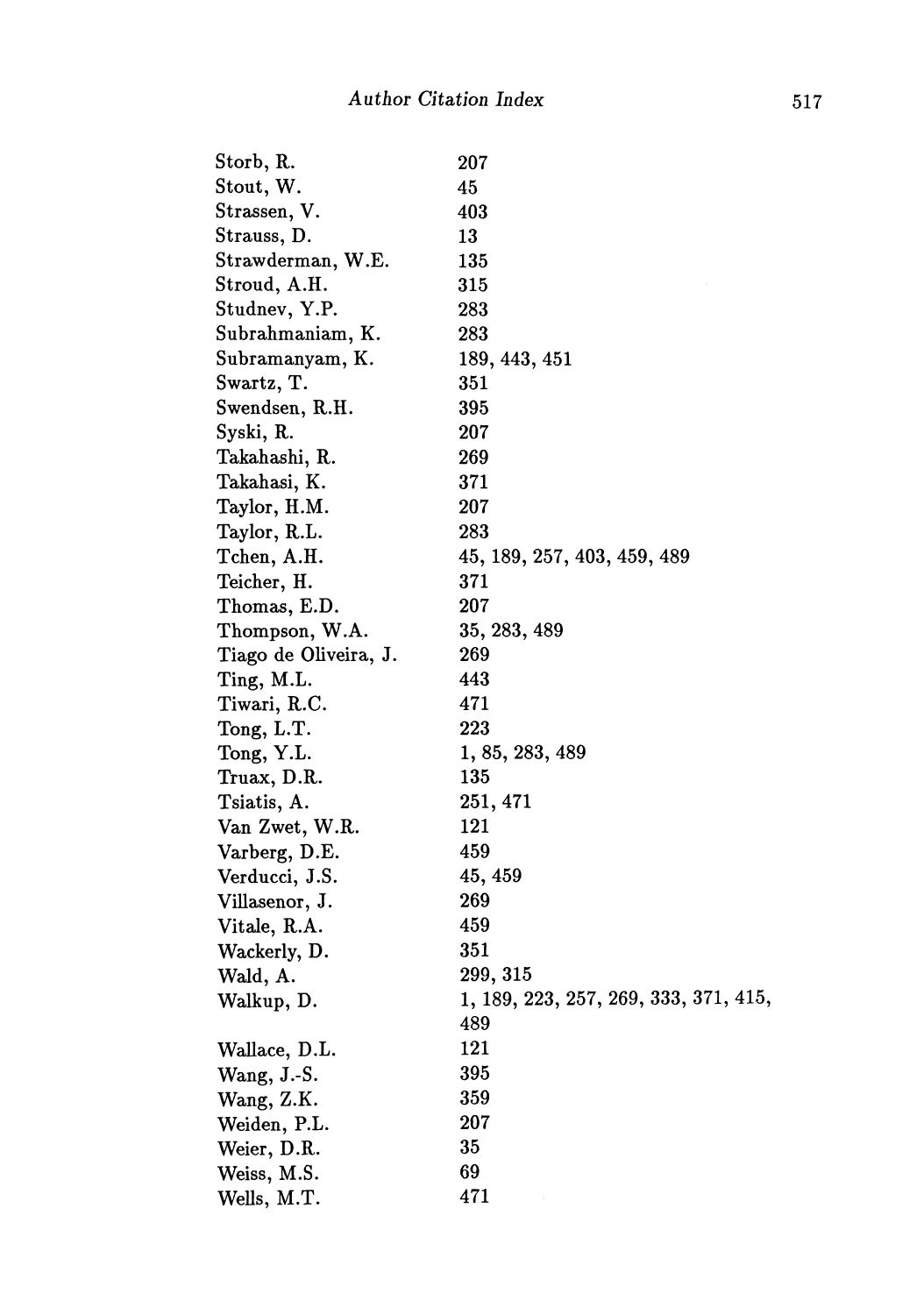| | |
|---|---|
| Storb, R. | 207 |
| Stout, W. | 45 |
| Strassen, V. | 403 |
| Strauss, D. | 13 |
| Strawderman, W.E. | 135 |
| Stroud, A.H. | 315 |
| Studnev, Y.P. | 283 |
| Subrahmaniam, K. | 283 |
| Subramanyam, K. | 189, 443, 451 |
| Swartz, T. | 351 |
| Swendsen, R.H. | 395 |
| Syski, R. | 207 |
| Takahashi, R. | 269 |
| Takahasi, K. | 371 |
| Taylor, H.M. | 207 |
| Taylor, R.L. | 283 |
| Tchen, A.H. | 45, 189, 257, 403, 459, 489 |
| Teicher, H. | 371 |
| Thomas, E.D. | 207 |
| Thompson, W.A. | 35, 283, 489 |
| Tiago de Oliveira, J. | 269 |
| Ting, M.L. | 443 |
| Tiwari, R.C. | 471 |
| Tong, L.T. | 223 |
| Tong, Y.L. | 1, 85, 283, 489 |
| Truax, D.R. | 135 |
| Tsiatis, A. | 251, 471 |
| Van Zwet, W.R. | 121 |
| Varberg, D.E. | 459 |
| Verducci, J.S. | 45, 459 |
| Villasenor, J. | 269 |
| Vitale, R.A. | 459 |
| Wackerly, D. | 351 |
| Wald, A. | 299, 315 |
| Walkup, D. | 1, 189, 223, 257, 269, 333, 371, 415, 489 |
| Wallace, D.L. | 121 |
| Wang, J.-S. | 395 |
| Wang, Z.K. | 359 |
| Weiden, P.L. | 207 |
| Weier, D.R. | 35 |
| Weiss, M.S. | 69 |
| Wells, M.T. | 471 |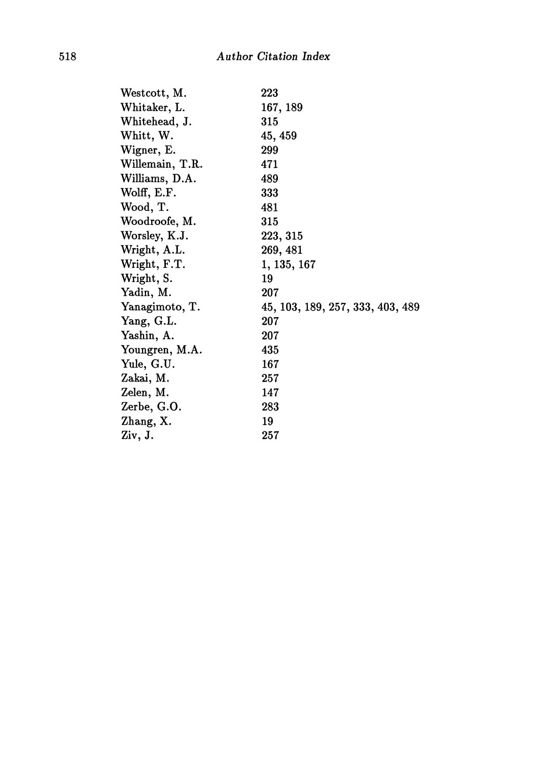| | |
|---|---|
| Westcott, M. | 223 |
| Whitaker, L. | 167, 189 |
| Whitehead, J. | 315 |
| Whitt, W. | 45, 459 |
| Wigner, E. | 299 |
| Willemain, T.R. | 471 |
| Williams, D.A. | 489 |
| Wolff, E.F. | 333 |
| Wood, T. | 481 |
| Woodroofe, M. | 315 |
| Worsley, K.J. | 223, 315 |
| Wright, A.L. | 269, 481 |
| Wright, F.T. | 1, 135, 167 |
| Wright, S. | 19 |
| Yadin, M. | 207 |
| Yanagimoto, T. | 45, 103, 189, 257, 333, 403, 489 |
| Yang, G.L. | 207 |
| Yashin, A. | 207 |
| Youngren, M.A. | 435 |
| Yule, G.U. | 167 |
| Zakai, M. | 257 |
| Zelen, M. | 147 |
| Zerbe, G.O. | 283 |
| Zhang, X. | 19 |
| Ziv, J. | 257 |